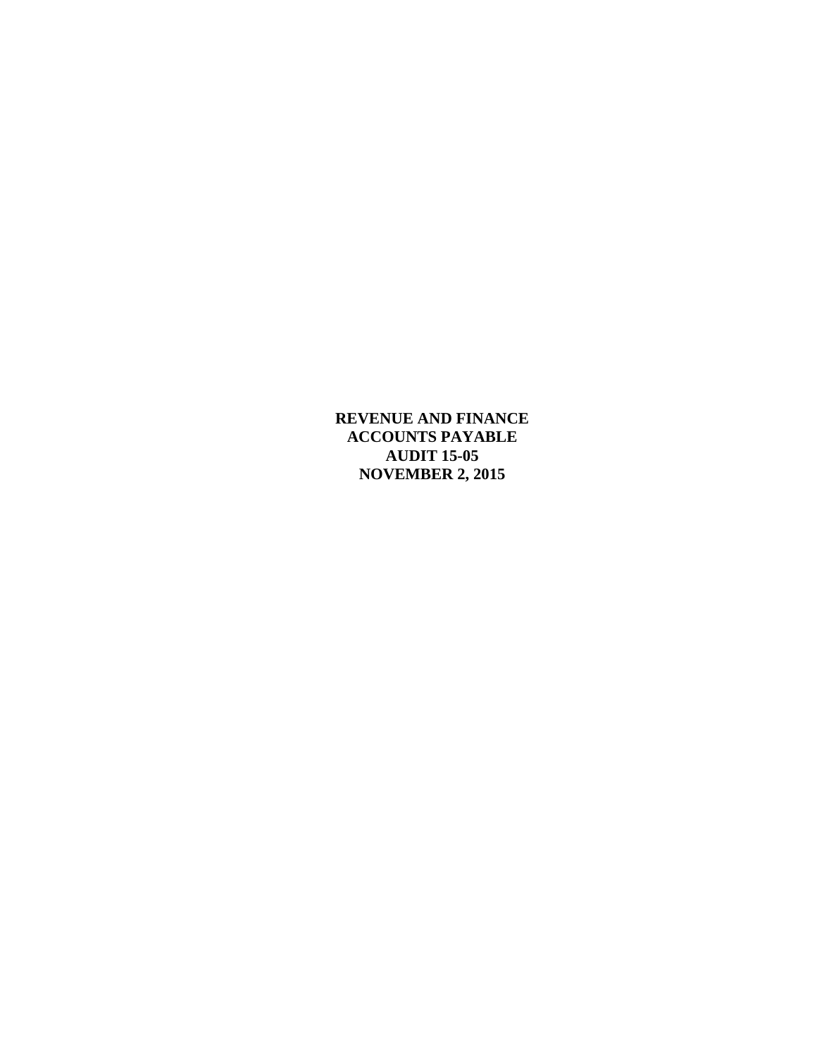# REVENUE AND FINANCE
# ACCOUNTS PAYABLE
# AUDIT 15-05
# NOVEMBER 2, 2015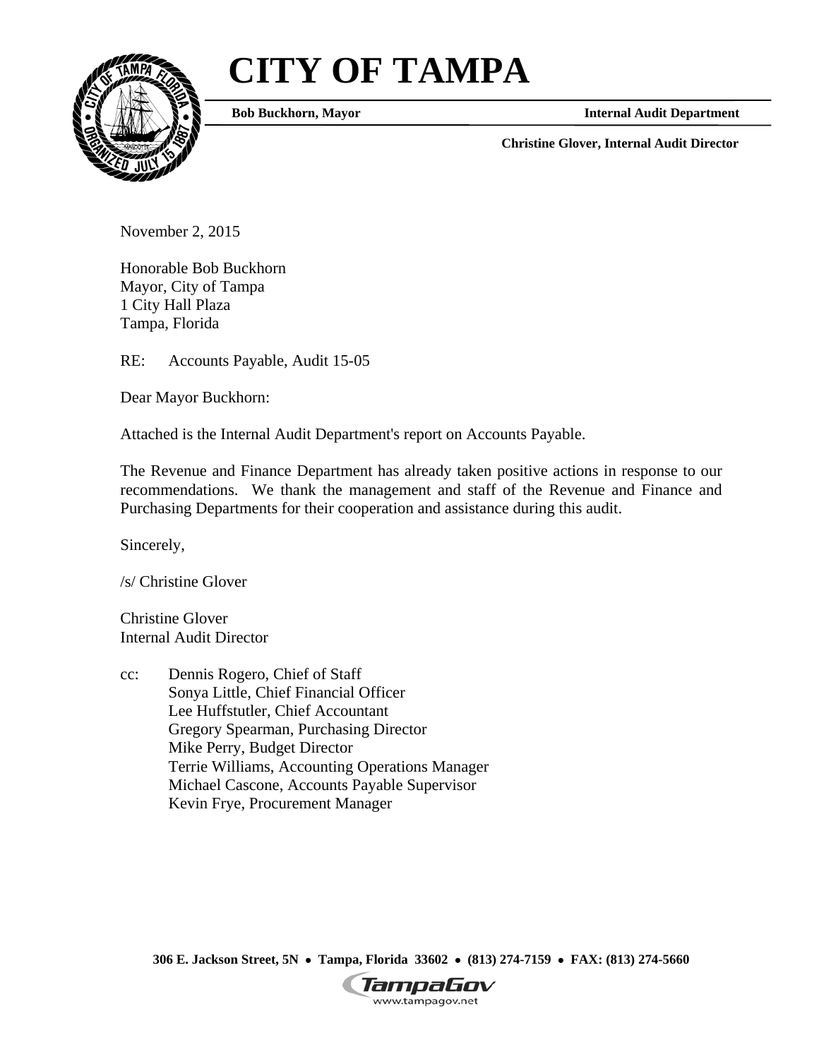# CITY OF TAMPA

**Bob Buckhorn, Mayor** **Internal Audit Department**

**Christine Glover, Internal Audit Director**

November 2, 2015

Honorable Bob Buckhorn
Mayor, City of Tampa
1 City Hall Plaza
Tampa, Florida

RE: Accounts Payable, Audit 15-05

Dear Mayor Buckhorn:

Attached is the Internal Audit Department's report on Accounts Payable.

The Revenue and Finance Department has already taken positive actions in response to our recommendations. We thank the management and staff of the Revenue and Finance and Purchasing Departments for their cooperation and assistance during this audit.

Sincerely,

/s/ Christine Glover

Christine Glover
Internal Audit Director

cc: Dennis Rogero, Chief of Staff
Sonya Little, Chief Financial Officer
Lee Huffstutler, Chief Accountant
Gregory Spearman, Purchasing Director
Mike Perry, Budget Director
Terrie Williams, Accounting Operations Manager
Michael Cascone, Accounts Payable Supervisor
Kevin Frye, Procurement Manager

**306 E. Jackson Street, 5N • Tampa, Florida 33602 • (813) 274-7159 • FAX: (813) 274-5660**

TampaGov
www.tampagov.net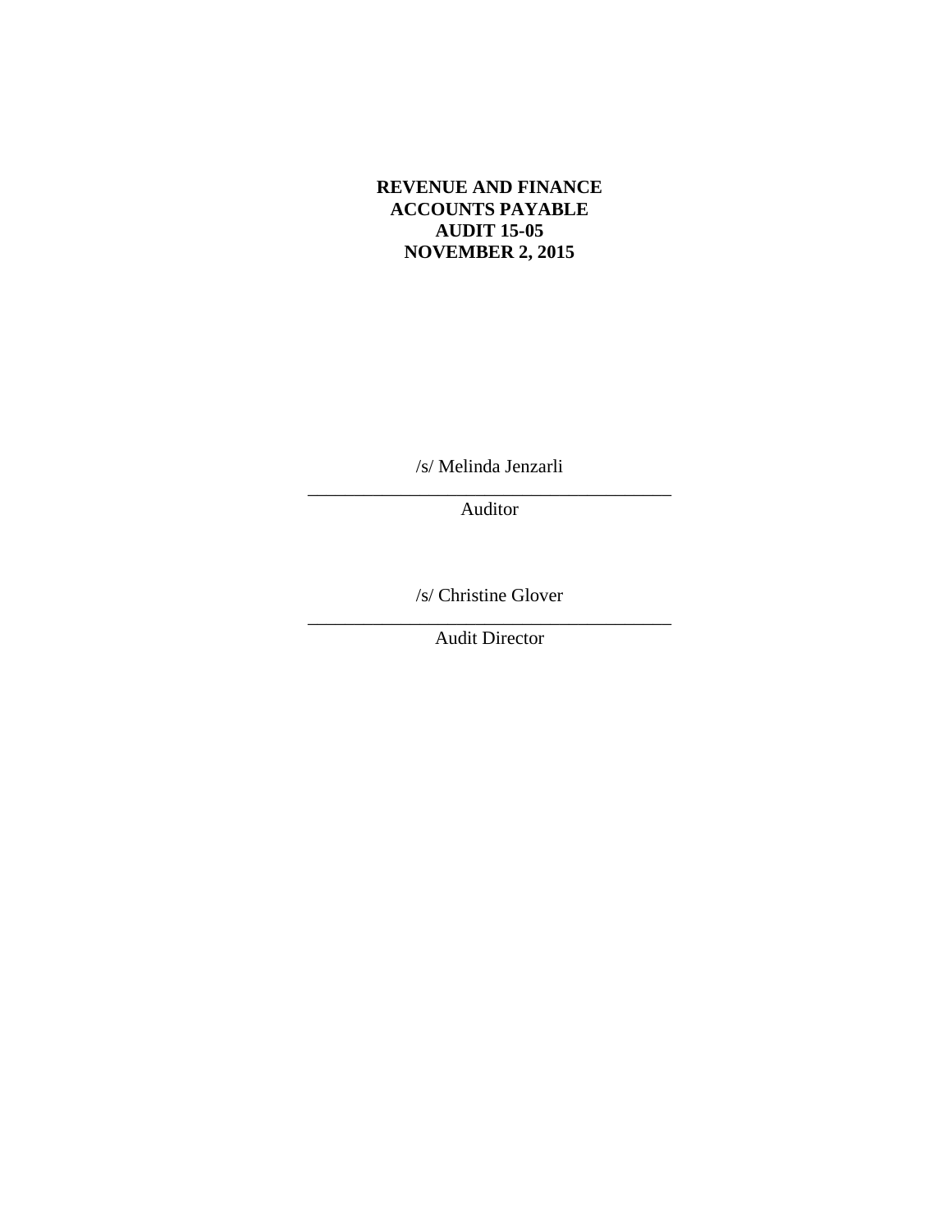**REVENUE AND FINANCE**
**ACCOUNTS PAYABLE**
**AUDIT 15-05**
**NOVEMBER 2, 2015**

/s/ Melinda Jenzarli

_________________________________________

Auditor

/s/ Christine Glover

_________________________________________

Audit Director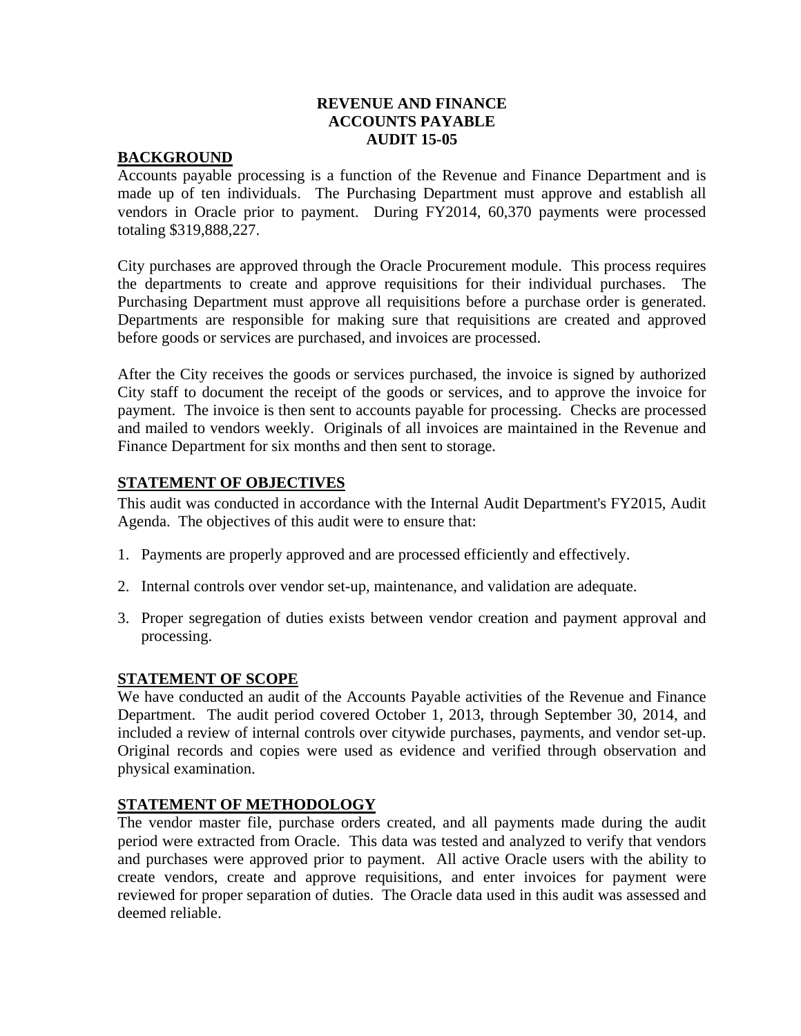**REVENUE AND FINANCE**
**ACCOUNTS PAYABLE**
**AUDIT 15-05**

## BACKGROUND

Accounts payable processing is a function of the Revenue and Finance Department and is made up of ten individuals. The Purchasing Department must approve and establish all vendors in Oracle prior to payment. During FY2014, 60,370 payments were processed totaling $319,888,227.

City purchases are approved through the Oracle Procurement module. This process requires the departments to create and approve requisitions for their individual purchases. The Purchasing Department must approve all requisitions before a purchase order is generated. Departments are responsible for making sure that requisitions are created and approved before goods or services are purchased, and invoices are processed.

After the City receives the goods or services purchased, the invoice is signed by authorized City staff to document the receipt of the goods or services, and to approve the invoice for payment. The invoice is then sent to accounts payable for processing. Checks are processed and mailed to vendors weekly. Originals of all invoices are maintained in the Revenue and Finance Department for six months and then sent to storage.

## STATEMENT OF OBJECTIVES

This audit was conducted in accordance with the Internal Audit Department's FY2015, Audit Agenda. The objectives of this audit were to ensure that:

1. Payments are properly approved and are processed efficiently and effectively.
2. Internal controls over vendor set-up, maintenance, and validation are adequate.
3. Proper segregation of duties exists between vendor creation and payment approval and processing.

## STATEMENT OF SCOPE

We have conducted an audit of the Accounts Payable activities of the Revenue and Finance Department. The audit period covered October 1, 2013, through September 30, 2014, and included a review of internal controls over citywide purchases, payments, and vendor set-up. Original records and copies were used as evidence and verified through observation and physical examination.

## STATEMENT OF METHODOLOGY

The vendor master file, purchase orders created, and all payments made during the audit period were extracted from Oracle. This data was tested and analyzed to verify that vendors and purchases were approved prior to payment. All active Oracle users with the ability to create vendors, create and approve requisitions, and enter invoices for payment were reviewed for proper separation of duties. The Oracle data used in this audit was assessed and deemed reliable.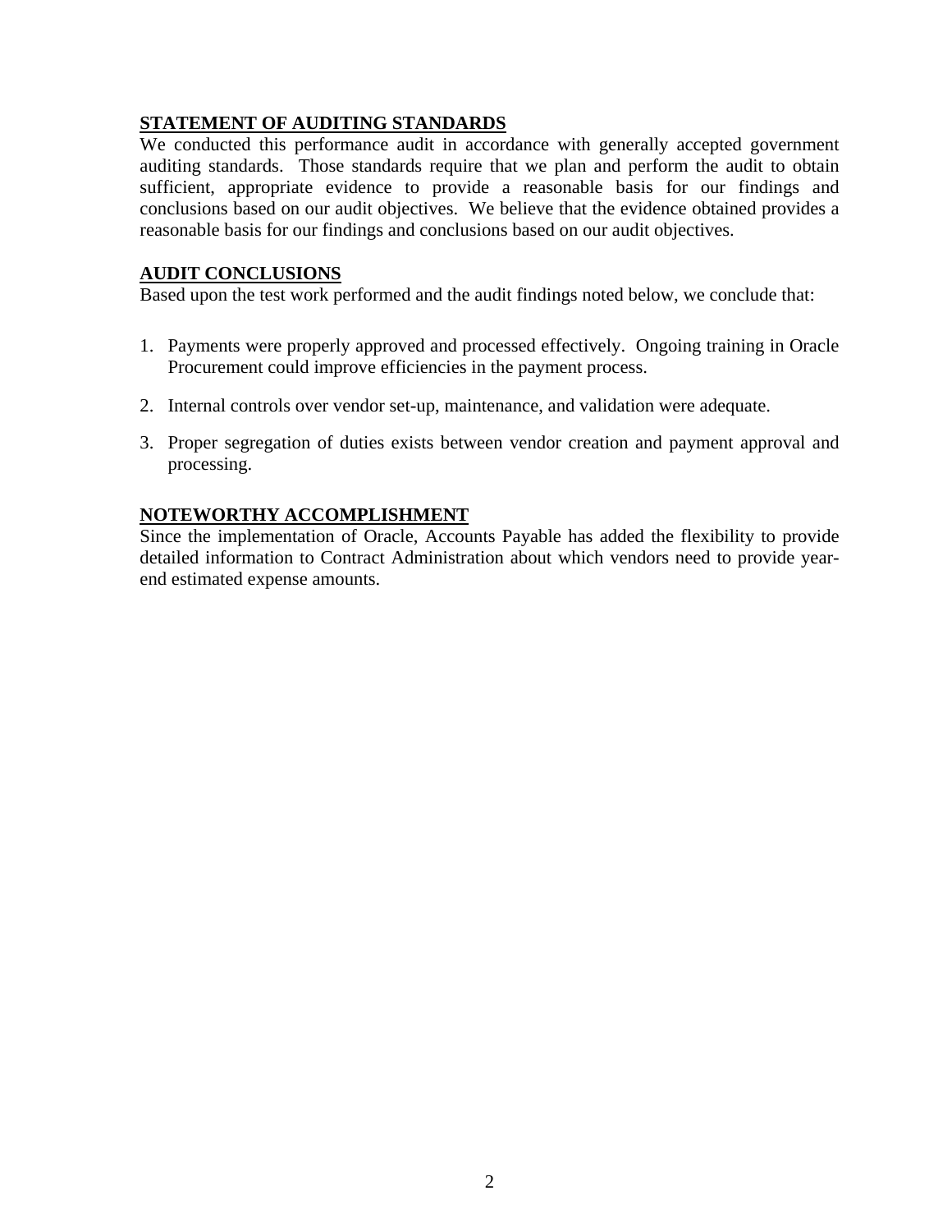## STATEMENT OF AUDITING STANDARDS

We conducted this performance audit in accordance with generally accepted government auditing standards. Those standards require that we plan and perform the audit to obtain sufficient, appropriate evidence to provide a reasonable basis for our findings and conclusions based on our audit objectives. We believe that the evidence obtained provides a reasonable basis for our findings and conclusions based on our audit objectives.

## AUDIT CONCLUSIONS

Based upon the test work performed and the audit findings noted below, we conclude that:

1. Payments were properly approved and processed effectively. Ongoing training in Oracle Procurement could improve efficiencies in the payment process.
2. Internal controls over vendor set-up, maintenance, and validation were adequate.
3. Proper segregation of duties exists between vendor creation and payment approval and processing.

## NOTEWORTHY ACCOMPLISHMENT

Since the implementation of Oracle, Accounts Payable has added the flexibility to provide detailed information to Contract Administration about which vendors need to provide year-end estimated expense amounts.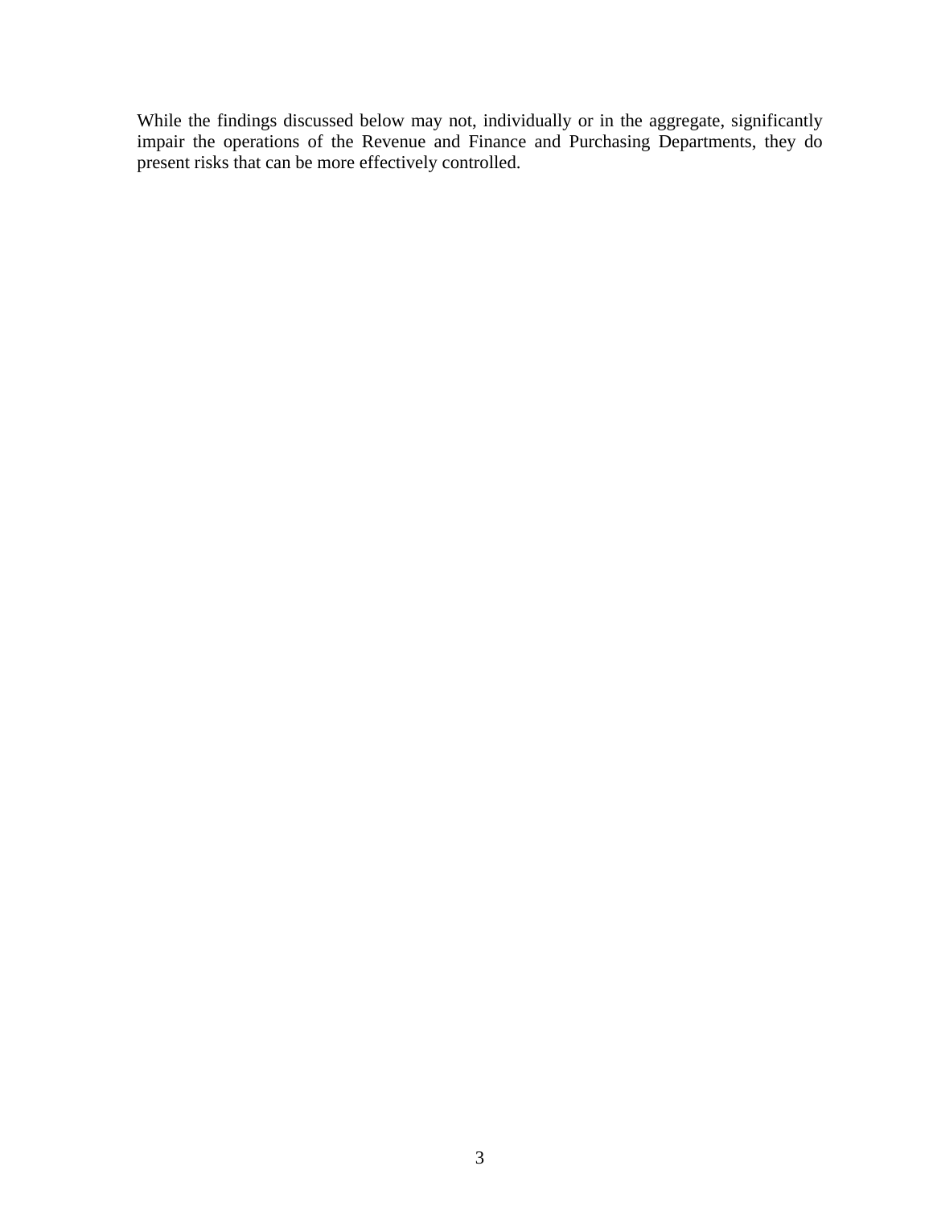While the findings discussed below may not, individually or in the aggregate, significantly impair the operations of the Revenue and Finance and Purchasing Departments, they do present risks that can be more effectively controlled.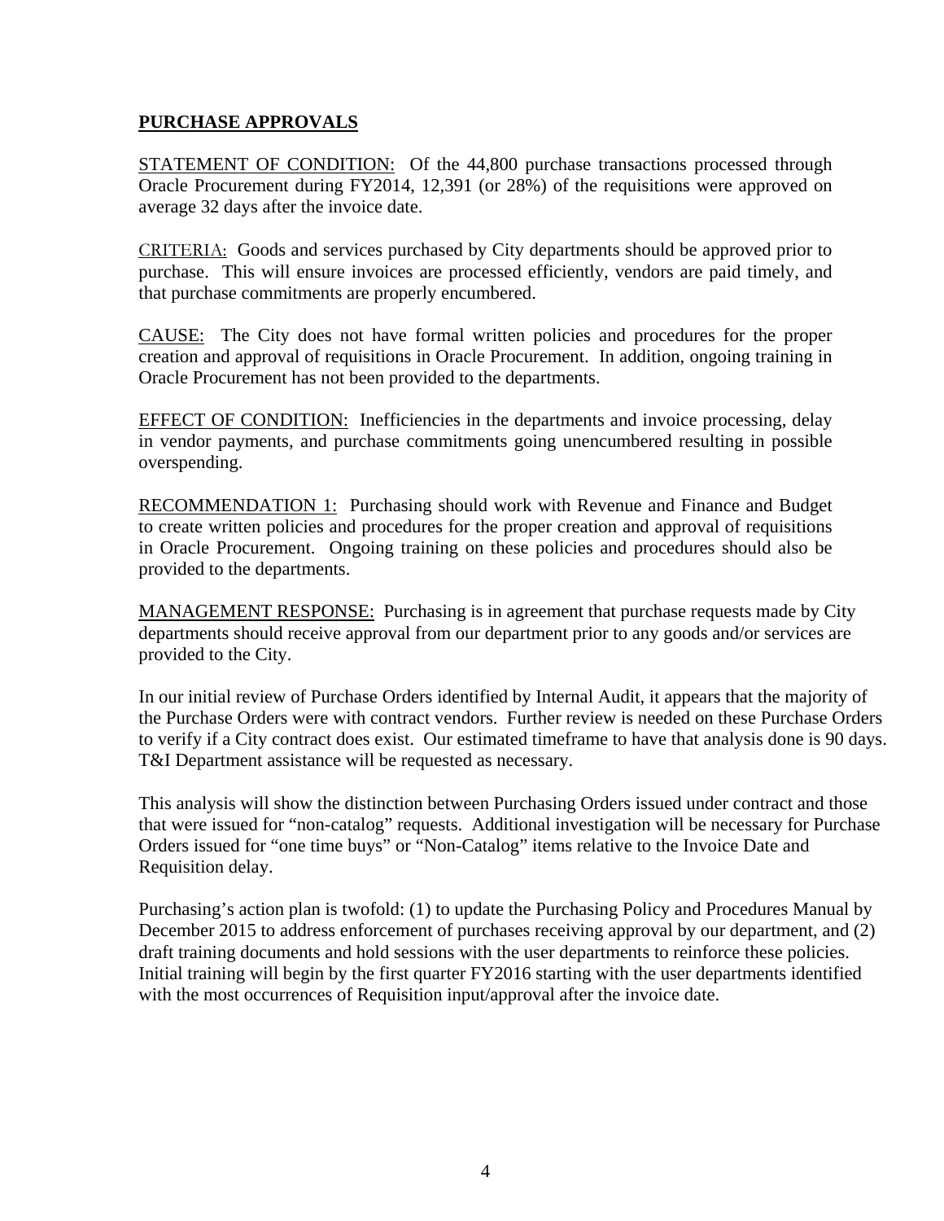## PURCHASE APPROVALS

STATEMENT OF CONDITION: Of the 44,800 purchase transactions processed through Oracle Procurement during FY2014, 12,391 (or 28%) of the requisitions were approved on average 32 days after the invoice date.

CRITERIA: Goods and services purchased by City departments should be approved prior to purchase. This will ensure invoices are processed efficiently, vendors are paid timely, and that purchase commitments are properly encumbered.

CAUSE: The City does not have formal written policies and procedures for the proper creation and approval of requisitions in Oracle Procurement. In addition, ongoing training in Oracle Procurement has not been provided to the departments.

EFFECT OF CONDITION: Inefficiencies in the departments and invoice processing, delay in vendor payments, and purchase commitments going unencumbered resulting in possible overspending.

RECOMMENDATION 1: Purchasing should work with Revenue and Finance and Budget to create written policies and procedures for the proper creation and approval of requisitions in Oracle Procurement. Ongoing training on these policies and procedures should also be provided to the departments.

MANAGEMENT RESPONSE: Purchasing is in agreement that purchase requests made by City departments should receive approval from our department prior to any goods and/or services are provided to the City.

In our initial review of Purchase Orders identified by Internal Audit, it appears that the majority of the Purchase Orders were with contract vendors. Further review is needed on these Purchase Orders to verify if a City contract does exist. Our estimated timeframe to have that analysis done is 90 days. T&I Department assistance will be requested as necessary.

This analysis will show the distinction between Purchasing Orders issued under contract and those that were issued for "non-catalog" requests. Additional investigation will be necessary for Purchase Orders issued for "one time buys" or "Non-Catalog" items relative to the Invoice Date and Requisition delay.

Purchasing's action plan is twofold: (1) to update the Purchasing Policy and Procedures Manual by December 2015 to address enforcement of purchases receiving approval by our department, and (2) draft training documents and hold sessions with the user departments to reinforce these policies. Initial training will begin by the first quarter FY2016 starting with the user departments identified with the most occurrences of Requisition input/approval after the invoice date.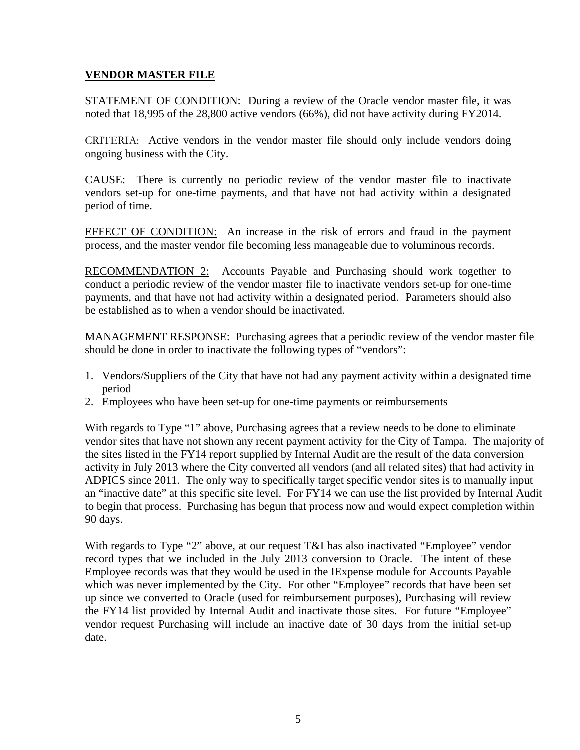## VENDOR MASTER FILE

STATEMENT OF CONDITION: During a review of the Oracle vendor master file, it was noted that 18,995 of the 28,800 active vendors (66%), did not have activity during FY2014.

CRITERIA: Active vendors in the vendor master file should only include vendors doing ongoing business with the City.

CAUSE: There is currently no periodic review of the vendor master file to inactivate vendors set-up for one-time payments, and that have not had activity within a designated period of time.

EFFECT OF CONDITION: An increase in the risk of errors and fraud in the payment process, and the master vendor file becoming less manageable due to voluminous records.

RECOMMENDATION 2: Accounts Payable and Purchasing should work together to conduct a periodic review of the vendor master file to inactivate vendors set-up for one-time payments, and that have not had activity within a designated period. Parameters should also be established as to when a vendor should be inactivated.

MANAGEMENT RESPONSE: Purchasing agrees that a periodic review of the vendor master file should be done in order to inactivate the following types of "vendors":

1. Vendors/Suppliers of the City that have not had any payment activity within a designated time period
2. Employees who have been set-up for one-time payments or reimbursements

With regards to Type "1" above, Purchasing agrees that a review needs to be done to eliminate vendor sites that have not shown any recent payment activity for the City of Tampa. The majority of the sites listed in the FY14 report supplied by Internal Audit are the result of the data conversion activity in July 2013 where the City converted all vendors (and all related sites) that had activity in ADPICS since 2011. The only way to specifically target specific vendor sites is to manually input an "inactive date" at this specific site level. For FY14 we can use the list provided by Internal Audit to begin that process. Purchasing has begun that process now and would expect completion within 90 days.

With regards to Type "2" above, at our request T&I has also inactivated "Employee" vendor record types that we included in the July 2013 conversion to Oracle. The intent of these Employee records was that they would be used in the IExpense module for Accounts Payable which was never implemented by the City. For other "Employee" records that have been set up since we converted to Oracle (used for reimbursement purposes), Purchasing will review the FY14 list provided by Internal Audit and inactivate those sites. For future "Employee" vendor request Purchasing will include an inactive date of 30 days from the initial set-up date.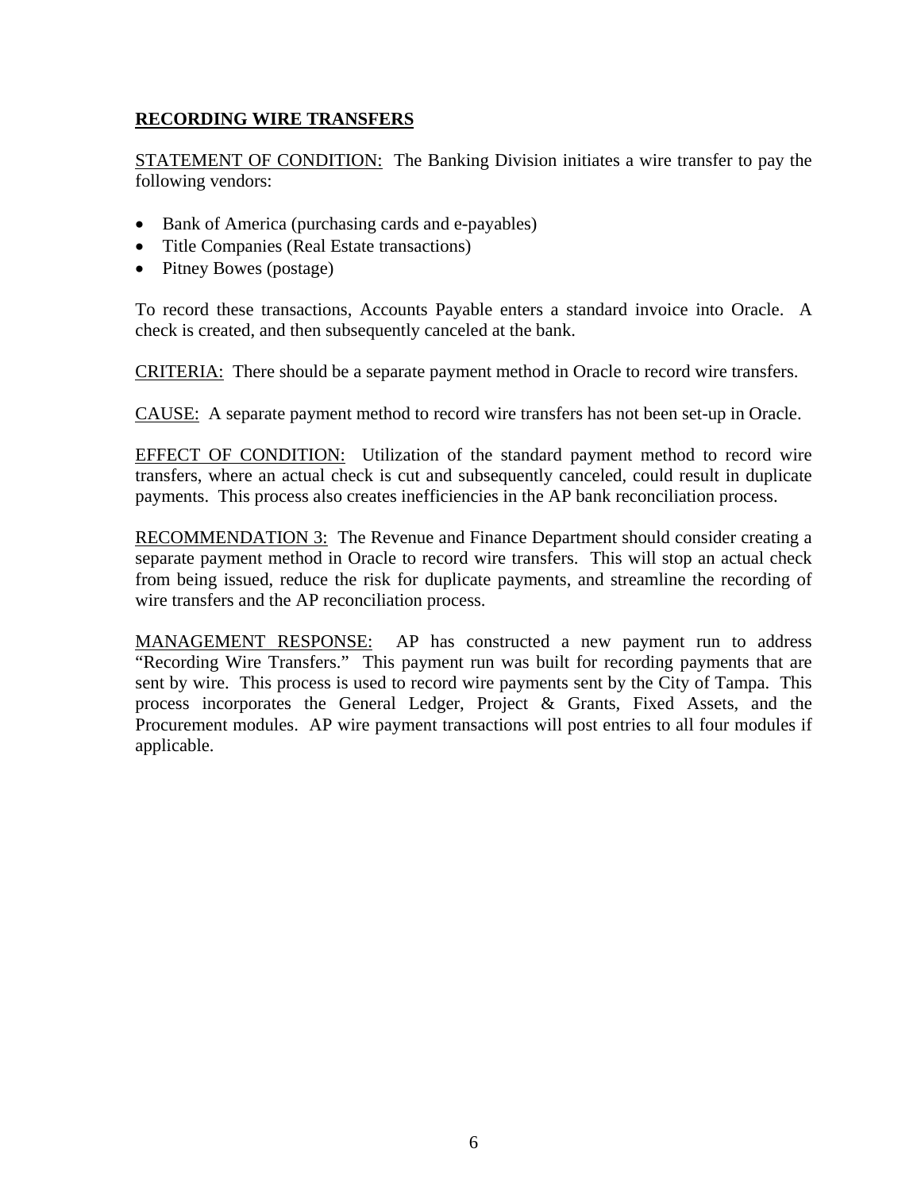## RECORDING WIRE TRANSFERS

STATEMENT OF CONDITION: The Banking Division initiates a wire transfer to pay the following vendors:

- Bank of America (purchasing cards and e-payables)
- Title Companies (Real Estate transactions)
- Pitney Bowes (postage)

To record these transactions, Accounts Payable enters a standard invoice into Oracle. A check is created, and then subsequently canceled at the bank.

CRITERIA: There should be a separate payment method in Oracle to record wire transfers.

CAUSE: A separate payment method to record wire transfers has not been set-up in Oracle.

EFFECT OF CONDITION: Utilization of the standard payment method to record wire transfers, where an actual check is cut and subsequently canceled, could result in duplicate payments. This process also creates inefficiencies in the AP bank reconciliation process.

RECOMMENDATION 3: The Revenue and Finance Department should consider creating a separate payment method in Oracle to record wire transfers. This will stop an actual check from being issued, reduce the risk for duplicate payments, and streamline the recording of wire transfers and the AP reconciliation process.

MANAGEMENT RESPONSE: AP has constructed a new payment run to address "Recording Wire Transfers." This payment run was built for recording payments that are sent by wire. This process is used to record wire payments sent by the City of Tampa. This process incorporates the General Ledger, Project & Grants, Fixed Assets, and the Procurement modules. AP wire payment transactions will post entries to all four modules if applicable.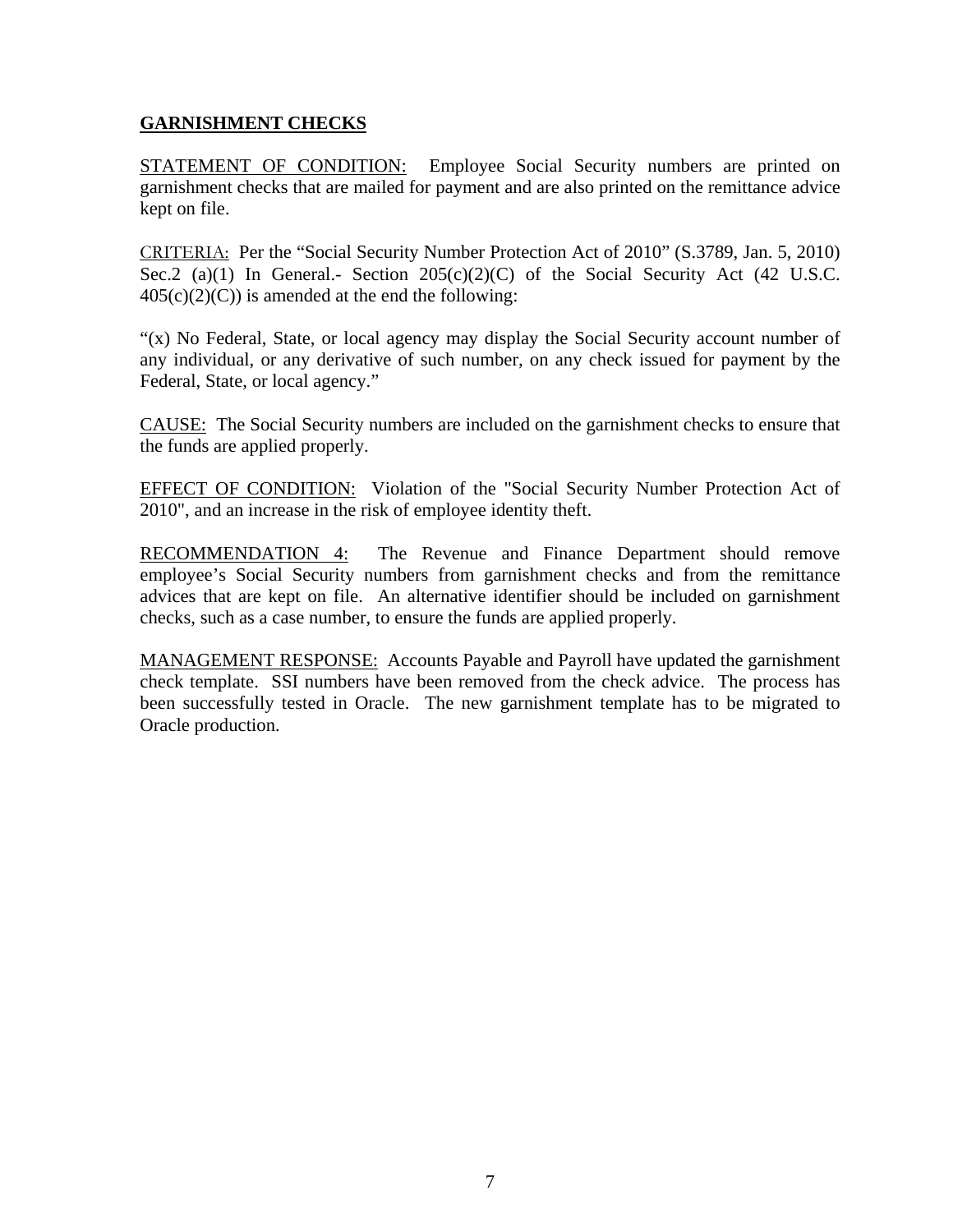## GARNISHMENT CHECKS

STATEMENT OF CONDITION: Employee Social Security numbers are printed on garnishment checks that are mailed for payment and are also printed on the remittance advice kept on file.

CRITERIA: Per the "Social Security Number Protection Act of 2010" (S.3789, Jan. 5, 2010) Sec.2 (a)(1) In General.- Section 205(c)(2)(C) of the Social Security Act (42 U.S.C. 405(c)(2)(C)) is amended at the end the following:

"(x) No Federal, State, or local agency may display the Social Security account number of any individual, or any derivative of such number, on any check issued for payment by the Federal, State, or local agency."

CAUSE: The Social Security numbers are included on the garnishment checks to ensure that the funds are applied properly.

EFFECT OF CONDITION: Violation of the "Social Security Number Protection Act of 2010", and an increase in the risk of employee identity theft.

RECOMMENDATION 4: The Revenue and Finance Department should remove employee's Social Security numbers from garnishment checks and from the remittance advices that are kept on file. An alternative identifier should be included on garnishment checks, such as a case number, to ensure the funds are applied properly.

MANAGEMENT RESPONSE: Accounts Payable and Payroll have updated the garnishment check template. SSI numbers have been removed from the check advice. The process has been successfully tested in Oracle. The new garnishment template has to be migrated to Oracle production.